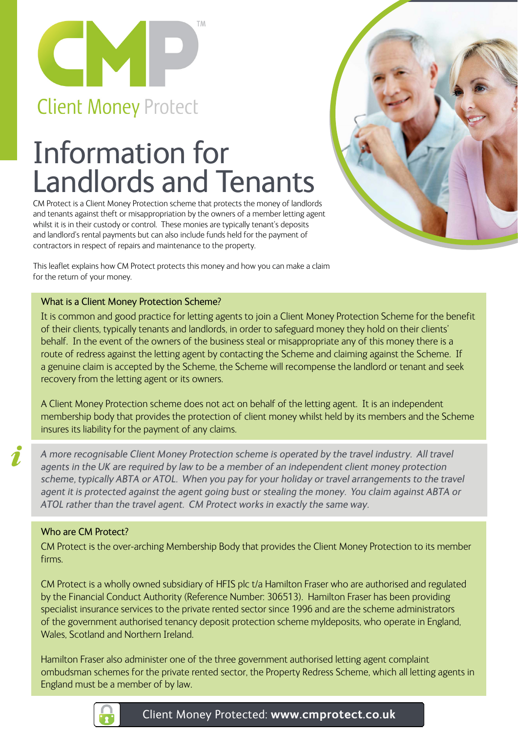# CMP™

Client Money Protect

# Information for Landlords and Tenants

CM Protect is a Client Money Protection scheme that protects the money of landlords and tenants against theft or misappropriation by the owners of a member letting agent whilst it is in their custody or control. These monies are typically tenant's deposits and landlord's rental payments but can also include funds held for the payment of contractors in respect of repairs and maintenance to the property.

This leaflet explains how CM Protect protects this money and how you can make a claim for the return of your money.

## What is a Client Money Protection Scheme?

It is common and good practice for letting agents to join a Client Money Protection Scheme for the benefit of their clients, typically tenants and landlords, in order to safeguard money they hold on their clients' behalf. In the event of the owners of the business steal or misappropriate any of this money there is a route of redress against the letting agent by contacting the Scheme and claiming against the Scheme. If a genuine claim is accepted by the Scheme, the Scheme will recompense the landlord or tenant and seek recovery from the letting agent or its owners.

A Client Money Protection scheme does not act on behalf of the letting agent. It is an independent membership body that provides the protection of client money whilst held by its members and the Scheme insures its liability for the payment of any claims.

*A more recognisable Client Money Protection scheme is operated by the travel industry. All travel agents in the UK are required by law to be a member of an independent client money protection scheme, typically ABTA or ATOL. When you pay for your holiday or travel arrangements to the travel agent it is protected against the agent going bust or stealing the money. You claim against ABTA or ATOL rather than the travel agent. CM Protect works in exactly the same way.*

## Who are CM Protect?

CM Protect is the over-arching Membership Body that provides the Client Money Protection to its member firms.

CM Protect is a wholly owned subsidiary of HFIS plc t/a Hamilton Fraser who are authorised and regulated by the Financial Conduct Authority (Reference Number: 306513). Hamilton Fraser has been providing specialist insurance services to the private rented sector since 1996 and are the scheme administrators of the government authorised tenancy deposit protection scheme mydeposits, who operate in England, Wales, Scotland and Northern Ireland.

Hamilton Fraser also administer one of the three government authorised letting agent complaint ombudsman schemes for the private rented sector, the Property Redress Scheme, which all letting agents in England must be a member of by law.

Client Money Protected: **www.cmprotect.co.uk**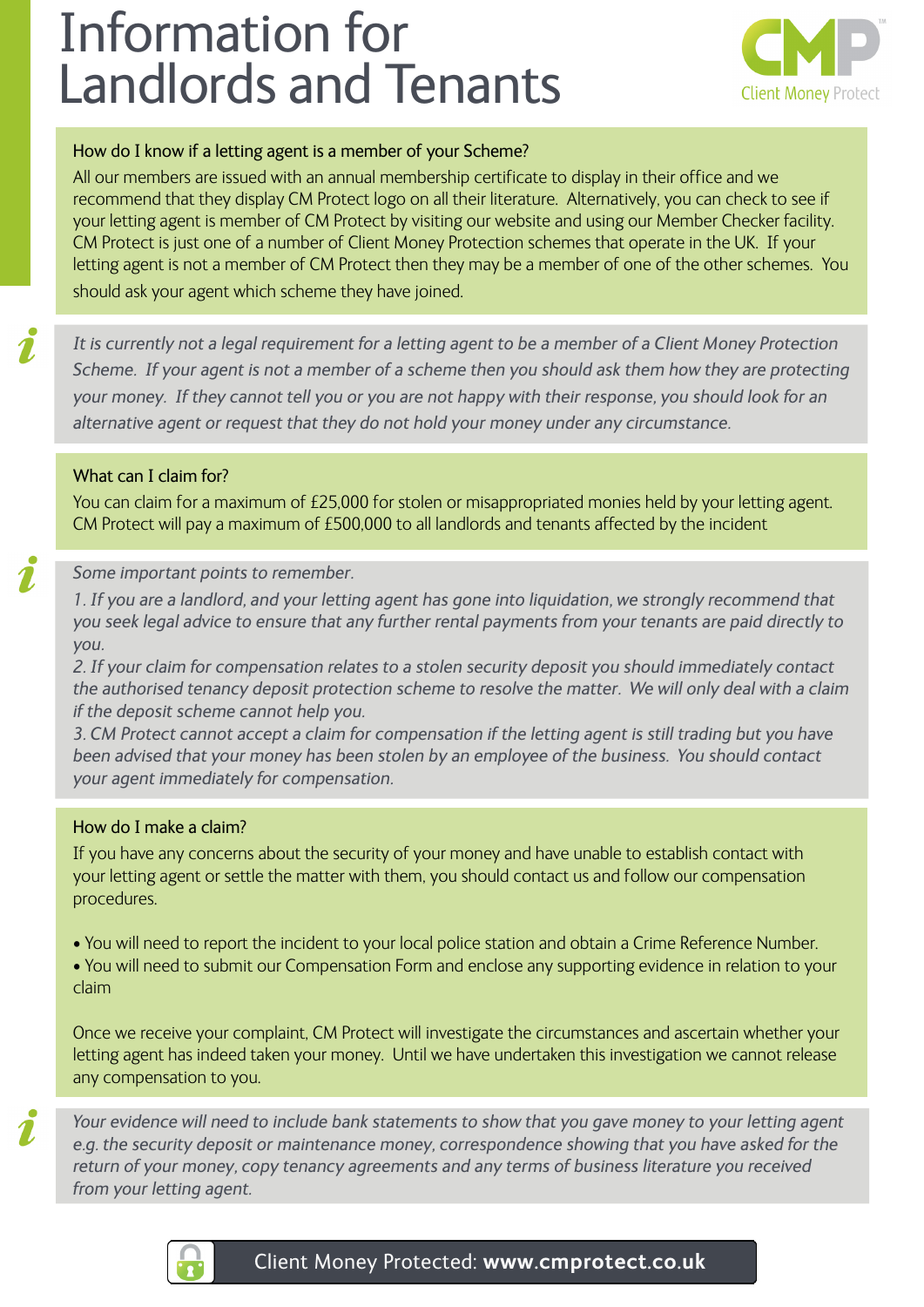# Information for Landlords and Tenants

CMP Client Money Protect

## How do I know if a letting agent is a member of your Scheme?

All our members are issued with an annual membership certificate to display in their office and we recommend that they display CM Protect logo on all their literature. Alternatively, you can check to see if your letting agent is member of CM Protect by visiting our website and using our Member Checker facility. CM Protect is just one of a number of Client Money Protection schemes that operate in the UK. If your letting agent is not a member of CM Protect then they may be a member of one of the other schemes. You should ask your agent which scheme they have joined.

*It is currently not a legal requirement for a letting agent to be a member of a Client Money Protection Scheme. If your agent is not a member of a scheme then you should ask them how they are protecting your money. If they cannot tell you or you are not happy with their response, you should look for an alternative agent or request that they do not hold your money under any circumstance.*

## What can I claim for?

You can claim for a maximum of £25,000 for stolen or misappropriated monies held by your letting agent. CM Protect will pay a maximum of £500,000 to all landlords and tenants affected by the incident

*Some important points to remember.*

*1. If you are a landlord, and your letting agent has gone into liquidation, we strongly recommend that you seek legal advice to ensure that any further rental payments from your tenants are paid directly to you.*

*2. If your claim for compensation relates to a stolen security deposit you should immediately contact the authorised tenancy deposit protection scheme to resolve the matter. We will only deal with a claim if the deposit scheme cannot help you.*

*3. CM Protect cannot accept a claim for compensation if the letting agent is still trading but you have been advised that your money has been stolen by an employee of the business. You should contact your agent immediately for compensation.*

## How do I make a claim?

If you have any concerns about the security of your money and have unable to establish contact with your letting agent or settle the matter with them, you should contact us and follow our compensation procedures.

- You will need to report the incident to your local police station and obtain a Crime Reference Number.
- You will need to submit our Compensation Form and enclose any supporting evidence in relation to your claim

Once we receive your complaint, CM Protect will investigate the circumstances and ascertain whether your letting agent has indeed taken your money. Until we have undertaken this investigation we cannot release any compensation to you.

*Your evidence will need to include bank statements to show that you gave money to your letting agent e.g. the security deposit or maintenance money, correspondence showing that you have asked for the return of your money, copy tenancy agreements and any terms of business literature you received from your letting agent.*

Client Money Protected: **www.cmprotect.co.uk**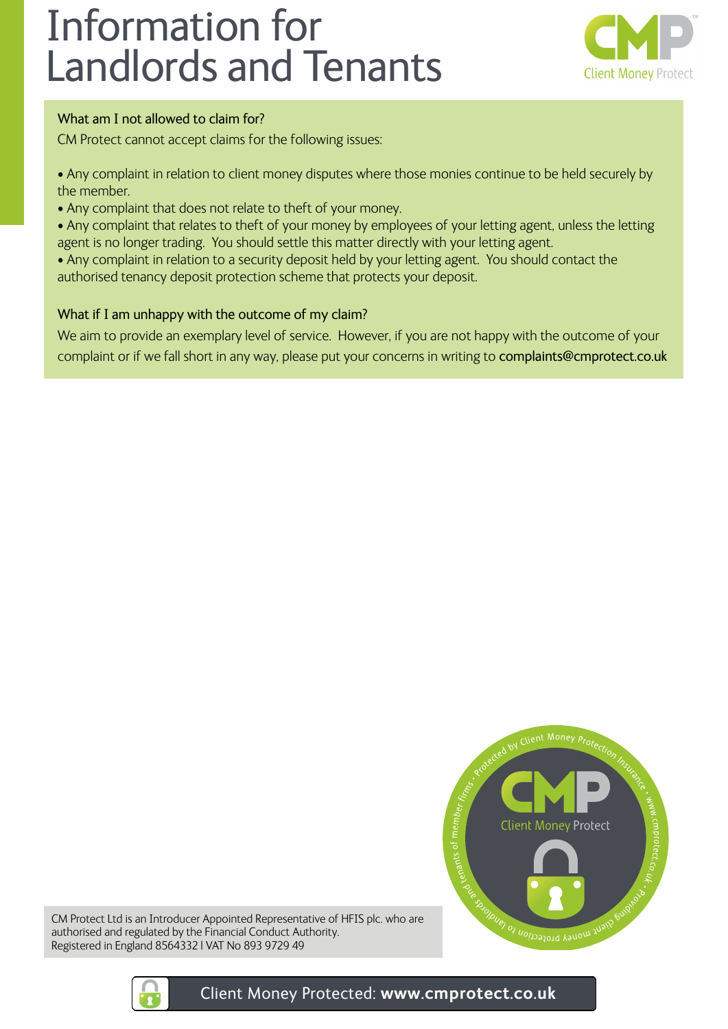# Information for Landlords and Tenants

### What am I not allowed to claim for?

CM Protect cannot accept claims for the following issues:

- Any complaint in relation to client money disputes where those monies continue to be held securely by the member.
- Any complaint that does not relate to theft of your money.
- Any complaint that relates to theft of your money by employees of your letting agent, unless the letting agent is no longer trading. You should settle this matter directly with your letting agent.
- Any complaint in relation to a security deposit held by your letting agent. You should contact the authorised tenancy deposit protection scheme that protects your deposit.

### What if I am unhappy with the outcome of my claim?

We aim to provide an exemplary level of service. However, if you are not happy with the outcome of your complaint or if we fall short in any way, please put your concerns in writing to **complaints@cmprotect.co.uk**

CM Protect Ltd is an Introducer Appointed Representative of HFIS plc. who are authorised and regulated by the Financial Conduct Authority.
Registered in England 8564332 I VAT No 893 9729 49

Client Money Protected: **www.cmprotect.co.uk**